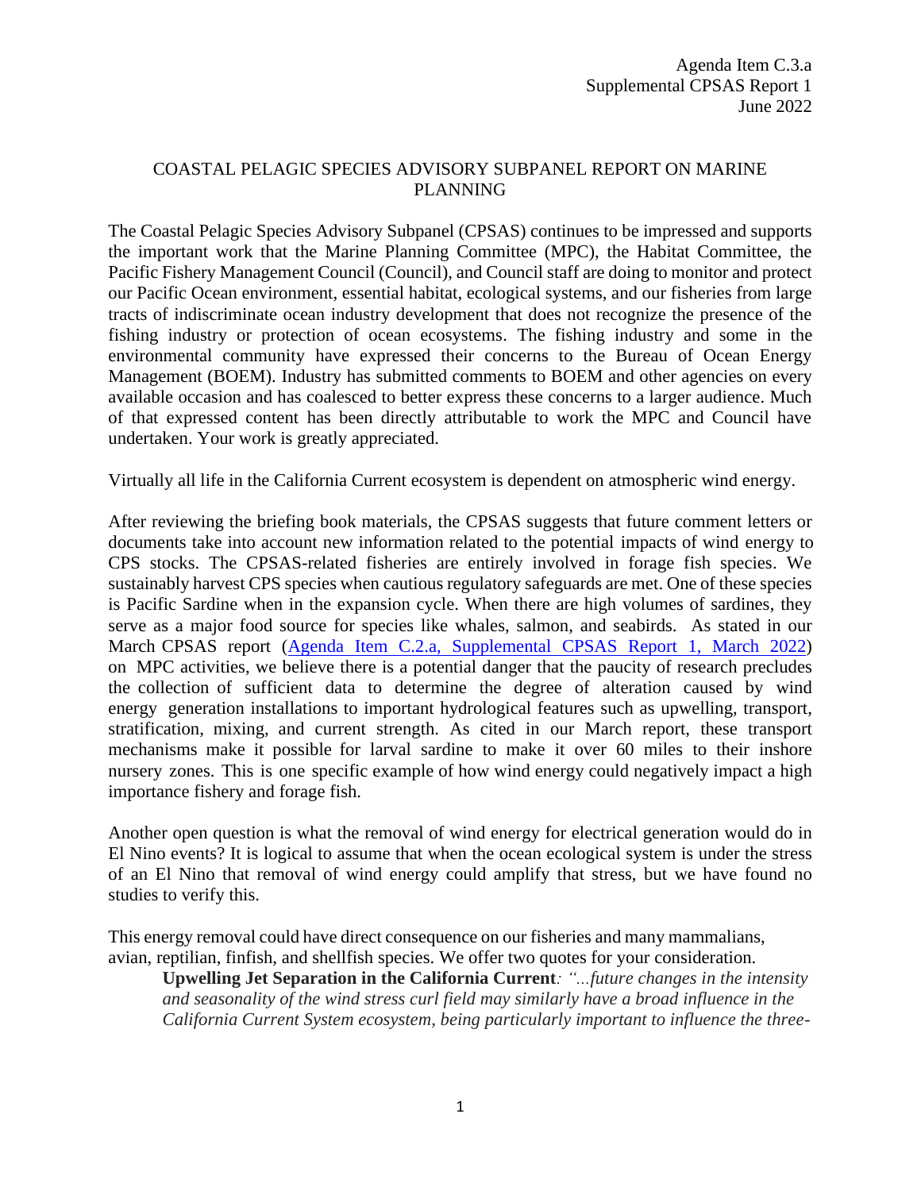Agenda Item C.3.a
Supplemental CPSAS Report 1
June 2022

# COASTAL PELAGIC SPECIES ADVISORY SUBPANEL REPORT ON MARINE PLANNING

The Coastal Pelagic Species Advisory Subpanel (CPSAS) continues to be impressed and supports the important work that the Marine Planning Committee (MPC), the Habitat Committee, the Pacific Fishery Management Council (Council), and Council staff are doing to monitor and protect our Pacific Ocean environment, essential habitat, ecological systems, and our fisheries from large tracts of indiscriminate ocean industry development that does not recognize the presence of the fishing industry or protection of ocean ecosystems. The fishing industry and some in the environmental community have expressed their concerns to the Bureau of Ocean Energy Management (BOEM). Industry has submitted comments to BOEM and other agencies on every available occasion and has coalesced to better express these concerns to a larger audience. Much of that expressed content has been directly attributable to work the MPC and Council have undertaken. Your work is greatly appreciated.

Virtually all life in the California Current ecosystem is dependent on atmospheric wind energy.

After reviewing the briefing book materials, the CPSAS suggests that future comment letters or documents take into account new information related to the potential impacts of wind energy to CPS stocks. The CPSAS-related fisheries are entirely involved in forage fish species. We sustainably harvest CPS species when cautious regulatory safeguards are met. One of these species is Pacific Sardine when in the expansion cycle. When there are high volumes of sardines, they serve as a major food source for species like whales, salmon, and seabirds. As stated in our March CPSAS report (Agenda Item C.2.a, Supplemental CPSAS Report 1, March 2022) on MPC activities, we believe there is a potential danger that the paucity of research precludes the collection of sufficient data to determine the degree of alteration caused by wind energy generation installations to important hydrological features such as upwelling, transport, stratification, mixing, and current strength. As cited in our March report, these transport mechanisms make it possible for larval sardine to make it over 60 miles to their inshore nursery zones. This is one specific example of how wind energy could negatively impact a high importance fishery and forage fish.

Another open question is what the removal of wind energy for electrical generation would do in El Nino events? It is logical to assume that when the ocean ecological system is under the stress of an El Nino that removal of wind energy could amplify that stress, but we have found no studies to verify this.

This energy removal could have direct consequence on our fisheries and many mammalians, avian, reptilian, finfish, and shellfish species. We offer two quotes for your consideration.

> **Upwelling Jet Separation in the California Current***: "...future changes in the intensity and seasonality of the wind stress curl field may similarly have a broad influence in the California Current System ecosystem, being particularly important to influence the three-*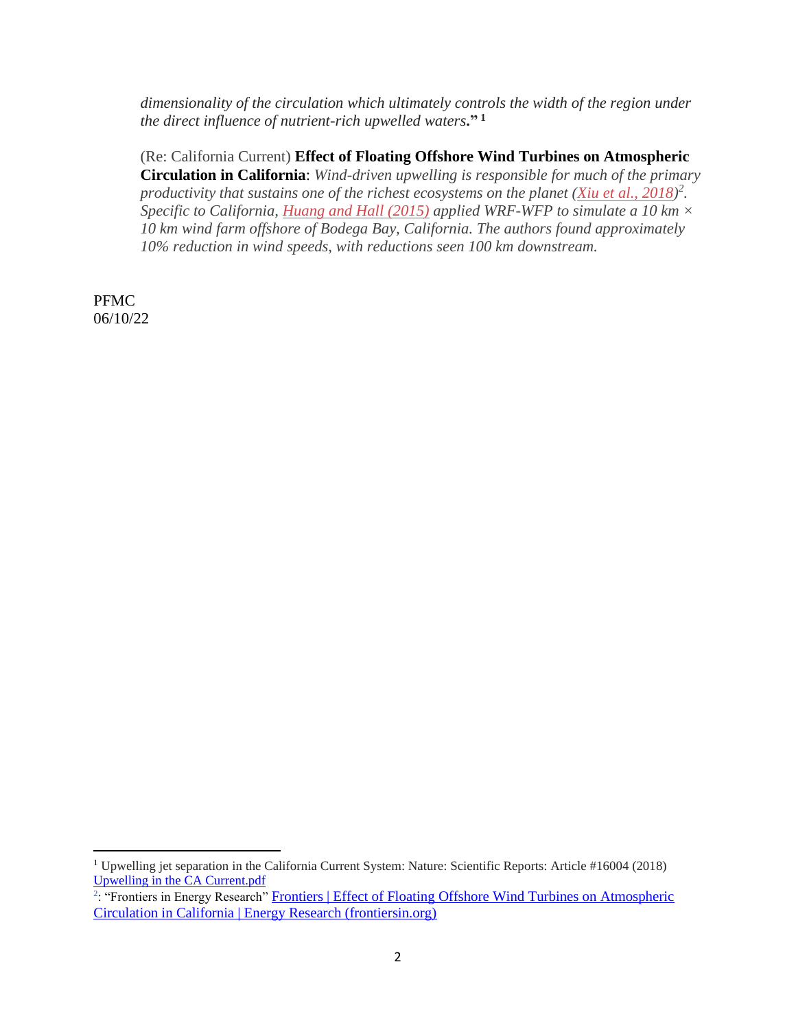*dimensionality of the circulation which ultimately controls the width of the region under the direct influence of nutrient-rich upwelled waters***."** [1]

(Re: California Current) **Effect of Floating Offshore Wind Turbines on Atmospheric Circulation in California**: *Wind-driven upwelling is responsible for much of the primary productivity that sustains one of the richest ecosystems on the planet (Xiu et al., 2018)*[2]*. Specific to California, Huang and Hall (2015) applied WRF-WFP to simulate a 10 km × 10 km wind farm offshore of Bodega Bay, California. The authors found approximately 10% reduction in wind speeds, with reductions seen 100 km downstream.*

PFMC
06/10/22

---

[1] Upwelling jet separation in the California Current System: Nature: Scientific Reports: Article #16004 (2018) Upwelling in the CA Current.pdf

[2]: "Frontiers in Energy Research" Frontiers | Effect of Floating Offshore Wind Turbines on Atmospheric Circulation in California | Energy Research (frontiersin.org)